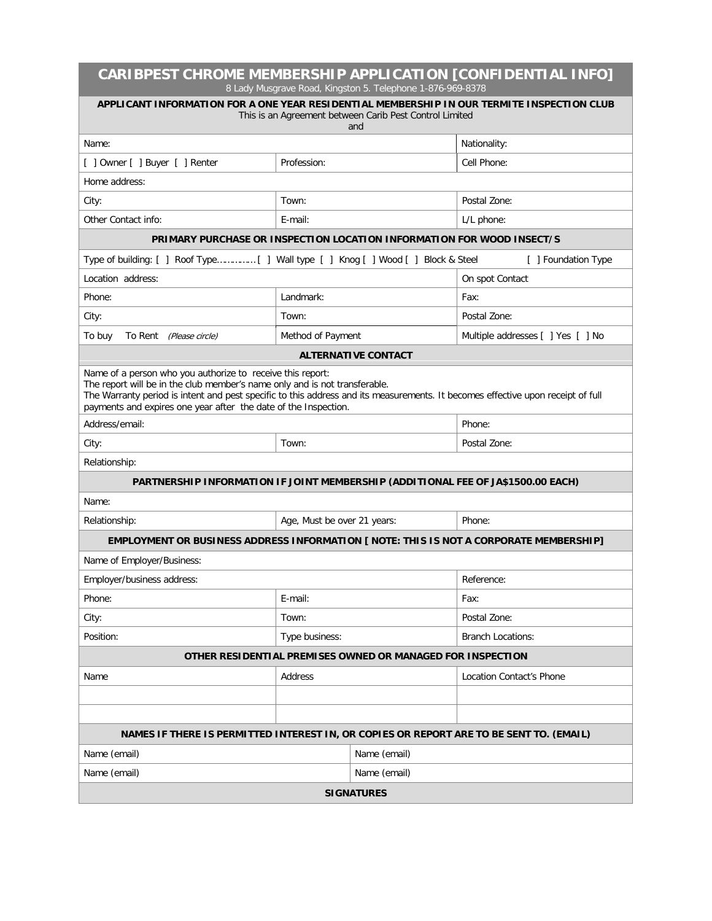# CARIBPEST CHROME MEMBERSHIP APPLICATION [CONFIDENTIAL INFO]

8 Lady Musgrave Road, Kingston 5. Telephone 1-876-969-8378

**APPLICANT INFORMATION FOR A ONE YEAR RESIDENTIAL MEMBERSHIP IN OUR TERMITE INSPECTION CLUB**

This is an Agreement between Carib Pest Control Limited

and

| | | |
|---|---|---|
| Name: | | Nationality: |
| [ ] Owner [ ] Buyer [ ] Renter | Profession: | Cell Phone: |
| Home address: | | |
| City: | Town: | Postal Zone: |
| Other Contact info: | E-mail: | L/L phone: |

**PRIMARY PURCHASE OR INSPECTION LOCATION INFORMATION FOR WOOD INSECT/S**

Type of building: [ ] Roof Type…………..[ ] Wall type [ ] Knog [ ] Wood [ ] Block & Steel [ ] Foundation Type

| | | |
|---|---|---|
| Location address: | | On spot Contact |
| Phone: | Landmark: | Fax: |
| City: | Town: | Postal Zone: |
| To buy To Rent *(Please circle)* | Method of Payment | Multiple addresses [ ] Yes [ ] No |

**ALTERNATIVE CONTACT**

Name of a person who you authorize to receive this report:
The report will be in the club member's name only and is not transferable.
The Warranty period is intent and pest specific to this address and its measurements. It becomes effective upon receipt of full payments and expires one year after the date of the Inspection.

| | | |
|---|---|---|
| Address/email: | | Phone: |
| City: | Town: | Postal Zone: |
| Relationship: | | |

**PARTNERSHIP INFORMATION IF JOINT MEMBERSHIP (ADDITIONAL FEE OF JA$1500.00 EACH)**

| | | |
|---|---|---|
| Name: | | |
| Relationship: | Age, Must be over 21 years: | Phone: |

**EMPLOYMENT OR BUSINESS ADDRESS INFORMATION [ NOTE: THIS IS NOT A CORPORATE MEMBERSHIP]**

| | | |
|---|---|---|
| Name of Employer/Business: | | |
| Employer/business address: | | Reference: |
| Phone: | E-mail: | Fax: |
| City: | Town: | Postal Zone: |
| Position: | Type business: | Branch Locations: |

**OTHER RESIDENTIAL PREMISES OWNED OR MANAGED FOR INSPECTION**

| Name | Address | Location Contact's Phone |
|---|---|---|
| | | |
| | | |

**NAMES IF THERE IS PERMITTED INTEREST IN, OR COPIES OR REPORT ARE TO BE SENT TO. (EMAIL)**

| | |
|---|---|
| Name (email) | Name (email) |
| Name (email) | Name (email) |

**SIGNATURES**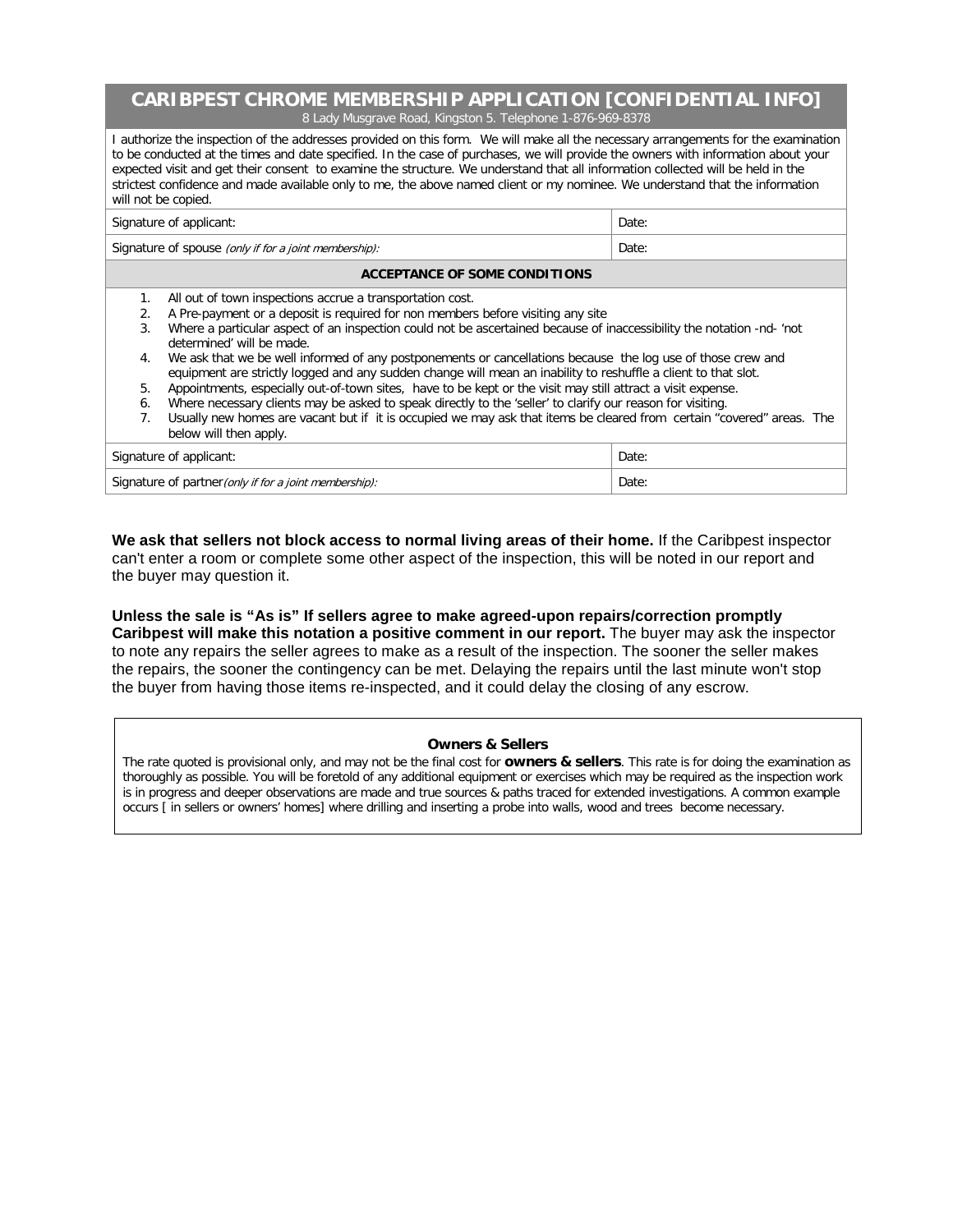## CARIBPEST CHROME MEMBERSHIP APPLICATION [CONFIDENTIAL INFO]

8 Lady Musgrave Road, Kingston 5. Telephone 1-876-969-8378

I authorize the inspection of the addresses provided on this form. We will make all the necessary arrangements for the examination to be conducted at the times and date specified. In the case of purchases, we will provide the owners with information about your expected visit and get their consent to examine the structure. We understand that all information collected will be held in the strictest confidence and made available only to me, the above named client or my nominee. We understand that the information will not be copied.

| | |
|---|---|
| Signature of applicant: | Date: |
| Signature of spouse *(only if for a joint membership):* | Date: |

**ACCEPTANCE OF SOME CONDITIONS**

1. All out of town inspections accrue a transportation cost.
2. A Pre-payment or a deposit is required for non members before visiting any site
3. Where a particular aspect of an inspection could not be ascertained because of inaccessibility the notation -nd- 'not determined' will be made.
4. We ask that we be well informed of any postponements or cancellations because the log use of those crew and equipment are strictly logged and any sudden change will mean an inability to reshuffle a client to that slot.
5. Appointments, especially out-of-town sites, have to be kept or the visit may still attract a visit expense.
6. Where necessary clients may be asked to speak directly to the 'seller' to clarify our reason for visiting.
7. Usually new homes are vacant but if it is occupied we may ask that items be cleared from certain "covered" areas. The below will then apply.

| | |
|---|---|
| Signature of applicant: | Date: |
| Signature of partner*(only if for a joint membership):* | Date: |

**We ask that sellers not block access to normal living areas of their home.** If the Caribpest inspector can't enter a room or complete some other aspect of the inspection, this will be noted in our report and the buyer may question it.

**Unless the sale is "As is" If sellers agree to make agreed-upon repairs/correction promptly Caribpest will make this notation a positive comment in our report.** The buyer may ask the inspector to note any repairs the seller agrees to make as a result of the inspection. The sooner the seller makes the repairs, the sooner the contingency can be met. Delaying the repairs until the last minute won't stop the buyer from having those items re-inspected, and it could delay the closing of any escrow.

**Owners & Sellers**

The rate quoted is provisional only, and may not be the final cost for **owners & sellers**. This rate is for doing the examination as thoroughly as possible. You will be foretold of any additional equipment or exercises which may be required as the inspection work is in progress and deeper observations are made and true sources & paths traced for extended investigations. A common example occurs [ in sellers or owners' homes] where drilling and inserting a probe into walls, wood and trees become necessary.